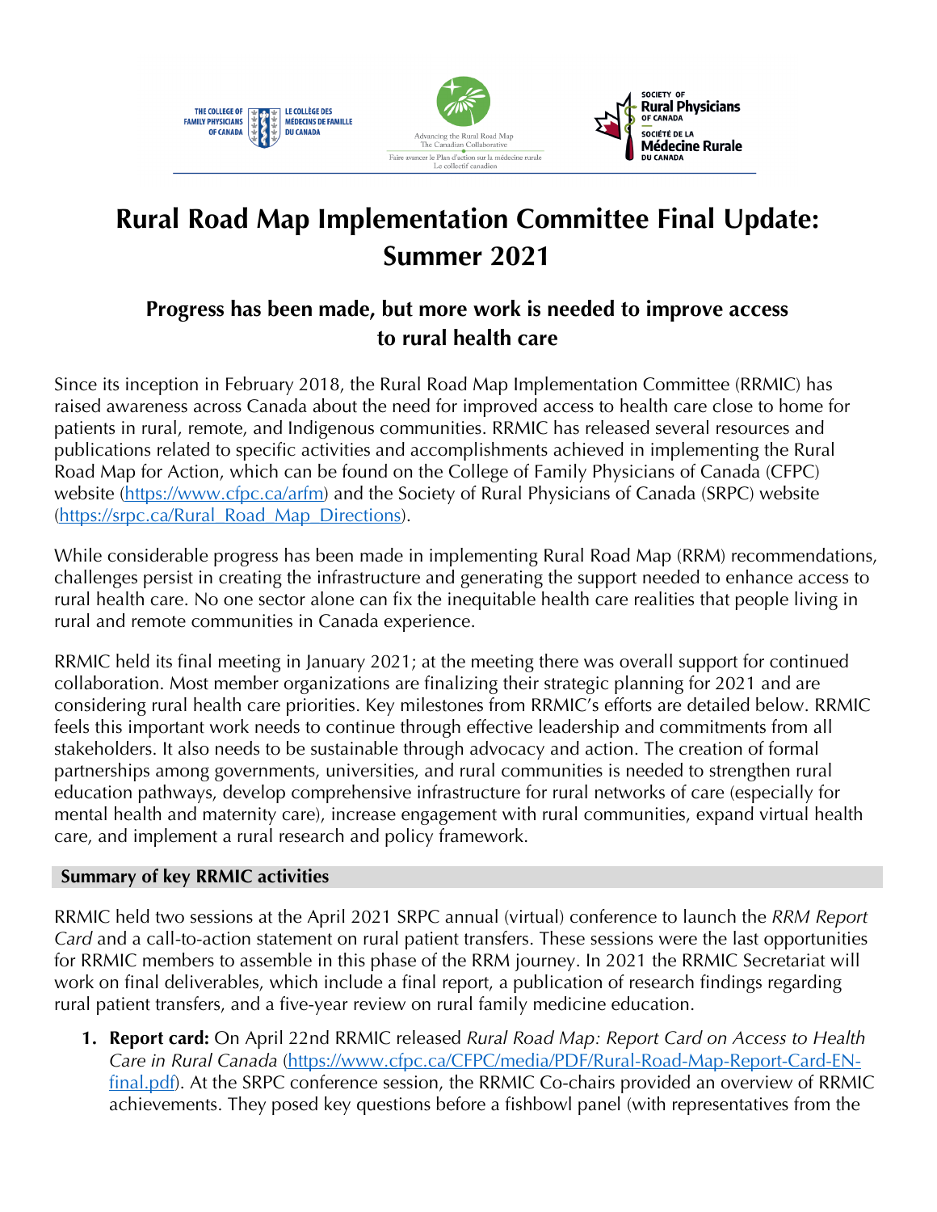# Rural Road Map Implementation Committee Final Update: Summer 2021

## Progress has been made, but more work is needed to improve access to rural health care

Since its inception in February 2018, the Rural Road Map Implementation Committee (RRMIC) has raised awareness across Canada about the need for improved access to health care close to home for patients in rural, remote, and Indigenous communities. RRMIC has released several resources and publications related to specific activities and accomplishments achieved in implementing the Rural Road Map for Action, which can be found on the College of Family Physicians of Canada (CFPC) website (https://www.cfpc.ca/arfm) and the Society of Rural Physicians of Canada (SRPC) website (https://srpc.ca/Rural_Road_Map_Directions).

While considerable progress has been made in implementing Rural Road Map (RRM) recommendations, challenges persist in creating the infrastructure and generating the support needed to enhance access to rural health care. No one sector alone can fix the inequitable health care realities that people living in rural and remote communities in Canada experience.

RRMIC held its final meeting in January 2021; at the meeting there was overall support for continued collaboration. Most member organizations are finalizing their strategic planning for 2021 and are considering rural health care priorities. Key milestones from RRMIC's efforts are detailed below. RRMIC feels this important work needs to continue through effective leadership and commitments from all stakeholders. It also needs to be sustainable through advocacy and action. The creation of formal partnerships among governments, universities, and rural communities is needed to strengthen rural education pathways, develop comprehensive infrastructure for rural networks of care (especially for mental health and maternity care), increase engagement with rural communities, expand virtual health care, and implement a rural research and policy framework.

### Summary of key RRMIC activities

RRMIC held two sessions at the April 2021 SRPC annual (virtual) conference to launch the *RRM Report Card* and a call-to-action statement on rural patient transfers. These sessions were the last opportunities for RRMIC members to assemble in this phase of the RRM journey. In 2021 the RRMIC Secretariat will work on final deliverables, which include a final report, a publication of research findings regarding rural patient transfers, and a five-year review on rural family medicine education.

1. **Report card:** On April 22nd RRMIC released *Rural Road Map: Report Card on Access to Health Care in Rural Canada* (https://www.cfpc.ca/CFPC/media/PDF/Rural-Road-Map-Report-Card-EN-final.pdf). At the SRPC conference session, the RRMIC Co-chairs provided an overview of RRMIC achievements. They posed key questions before a fishbowl panel (with representatives from the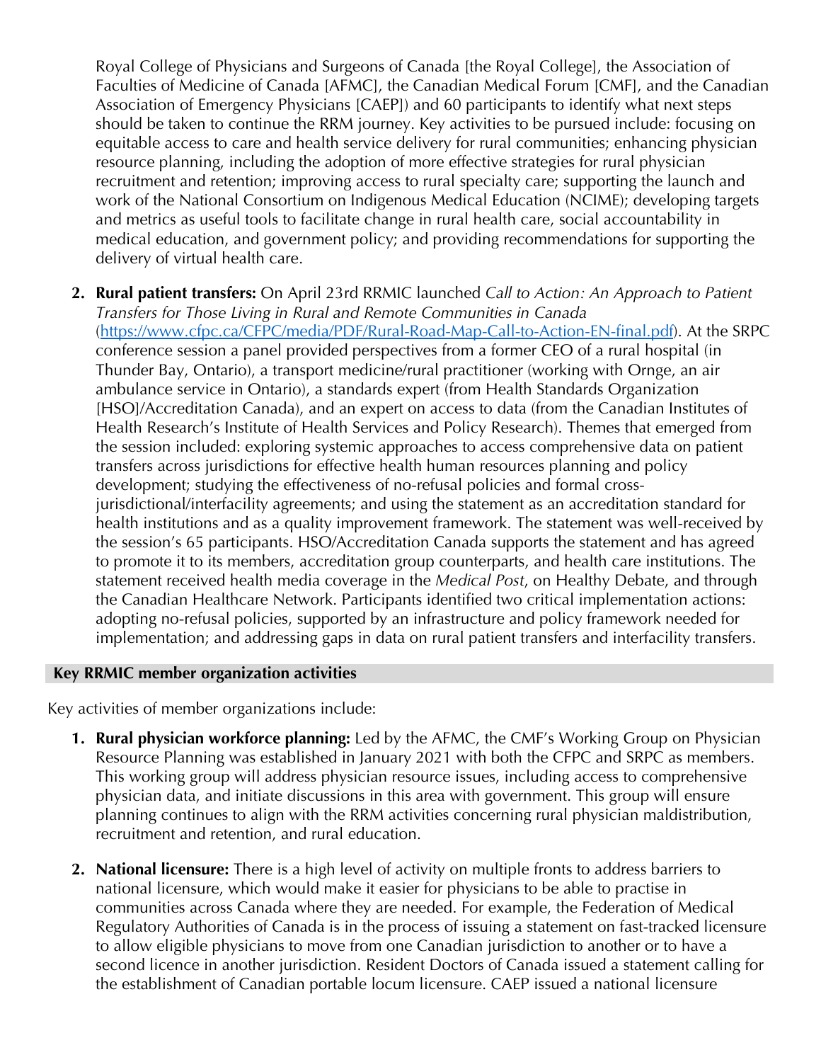Royal College of Physicians and Surgeons of Canada [the Royal College], the Association of Faculties of Medicine of Canada [AFMC], the Canadian Medical Forum [CMF], and the Canadian Association of Emergency Physicians [CAEP]) and 60 participants to identify what next steps should be taken to continue the RRM journey. Key activities to be pursued include: focusing on equitable access to care and health service delivery for rural communities; enhancing physician resource planning, including the adoption of more effective strategies for rural physician recruitment and retention; improving access to rural specialty care; supporting the launch and work of the National Consortium on Indigenous Medical Education (NCIME); developing targets and metrics as useful tools to facilitate change in rural health care, social accountability in medical education, and government policy; and providing recommendations for supporting the delivery of virtual health care.

2. **Rural patient transfers:** On April 23rd RRMIC launched *Call to Action: An Approach to Patient Transfers for Those Living in Rural and Remote Communities in Canada* (https://www.cfpc.ca/CFPC/media/PDF/Rural-Road-Map-Call-to-Action-EN-final.pdf). At the SRPC conference session a panel provided perspectives from a former CEO of a rural hospital (in Thunder Bay, Ontario), a transport medicine/rural practitioner (working with Ornge, an air ambulance service in Ontario), a standards expert (from Health Standards Organization [HSO]/Accreditation Canada), and an expert on access to data (from the Canadian Institutes of Health Research's Institute of Health Services and Policy Research). Themes that emerged from the session included: exploring systemic approaches to access comprehensive data on patient transfers across jurisdictions for effective health human resources planning and policy development; studying the effectiveness of no-refusal policies and formal cross-jurisdictional/interfacility agreements; and using the statement as an accreditation standard for health institutions and as a quality improvement framework. The statement was well-received by the session's 65 participants. HSO/Accreditation Canada supports the statement and has agreed to promote it to its members, accreditation group counterparts, and health care institutions. The statement received health media coverage in the *Medical Post*, on Healthy Debate, and through the Canadian Healthcare Network. Participants identified two critical implementation actions: adopting no-refusal policies, supported by an infrastructure and policy framework needed for implementation; and addressing gaps in data on rural patient transfers and interfacility transfers.

## Key RRMIC member organization activities

Key activities of member organizations include:

1. **Rural physician workforce planning:** Led by the AFMC, the CMF's Working Group on Physician Resource Planning was established in January 2021 with both the CFPC and SRPC as members. This working group will address physician resource issues, including access to comprehensive physician data, and initiate discussions in this area with government. This group will ensure planning continues to align with the RRM activities concerning rural physician maldistribution, recruitment and retention, and rural education.

2. **National licensure:** There is a high level of activity on multiple fronts to address barriers to national licensure, which would make it easier for physicians to be able to practise in communities across Canada where they are needed. For example, the Federation of Medical Regulatory Authorities of Canada is in the process of issuing a statement on fast-tracked licensure to allow eligible physicians to move from one Canadian jurisdiction to another or to have a second licence in another jurisdiction. Resident Doctors of Canada issued a statement calling for the establishment of Canadian portable locum licensure. CAEP issued a national licensure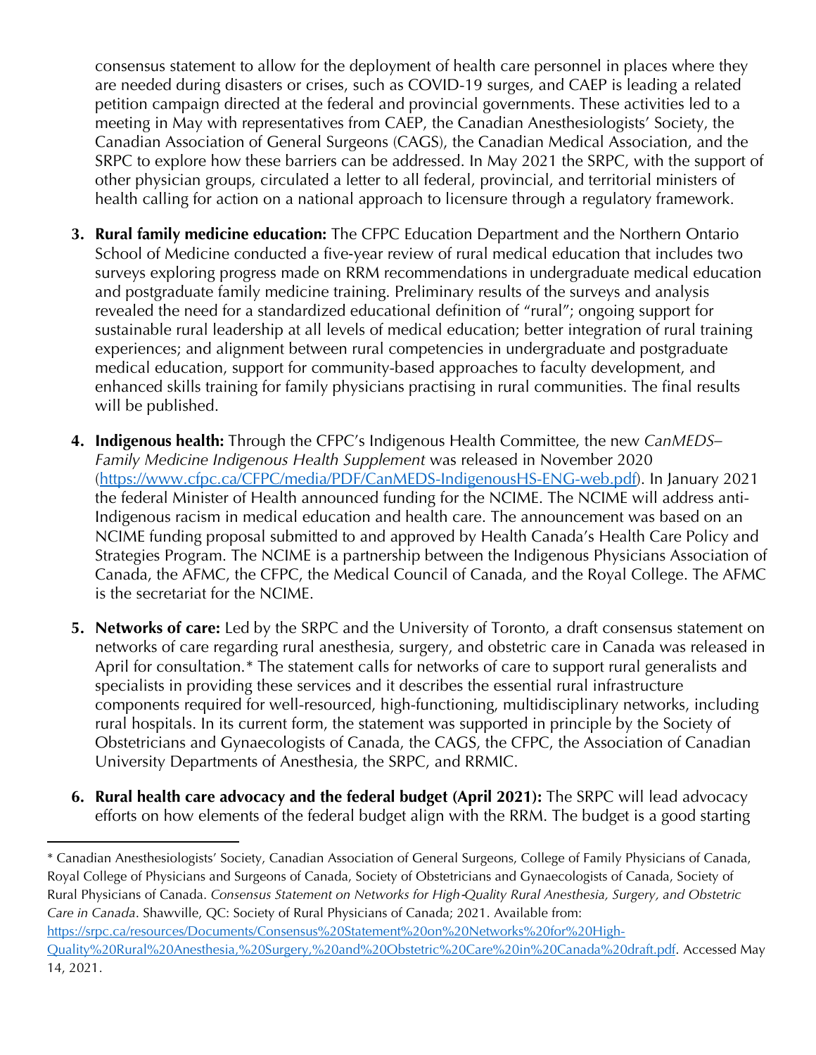consensus statement to allow for the deployment of health care personnel in places where they are needed during disasters or crises, such as COVID-19 surges, and CAEP is leading a related petition campaign directed at the federal and provincial governments. These activities led to a meeting in May with representatives from CAEP, the Canadian Anesthesiologists' Society, the Canadian Association of General Surgeons (CAGS), the Canadian Medical Association, and the SRPC to explore how these barriers can be addressed. In May 2021 the SRPC, with the support of other physician groups, circulated a letter to all federal, provincial, and territorial ministers of health calling for action on a national approach to licensure through a regulatory framework.

3. **Rural family medicine education:** The CFPC Education Department and the Northern Ontario School of Medicine conducted a five-year review of rural medical education that includes two surveys exploring progress made on RRM recommendations in undergraduate medical education and postgraduate family medicine training. Preliminary results of the surveys and analysis revealed the need for a standardized educational definition of "rural"; ongoing support for sustainable rural leadership at all levels of medical education; better integration of rural training experiences; and alignment between rural competencies in undergraduate and postgraduate medical education, support for community-based approaches to faculty development, and enhanced skills training for family physicians practising in rural communities. The final results will be published.

4. **Indigenous health:** Through the CFPC's Indigenous Health Committee, the new *CanMEDS–Family Medicine Indigenous Health Supplement* was released in November 2020 ([https://www.cfpc.ca/CFPC/media/PDF/CanMEDS-IndigenousHS-ENG-web.pdf](https://www.cfpc.ca/CFPC/media/PDF/CanMEDS-IndigenousHS-ENG-web.pdf)). In January 2021 the federal Minister of Health announced funding for the NCIME. The NCIME will address anti-Indigenous racism in medical education and health care. The announcement was based on an NCIME funding proposal submitted to and approved by Health Canada's Health Care Policy and Strategies Program. The NCIME is a partnership between the Indigenous Physicians Association of Canada, the AFMC, the CFPC, the Medical Council of Canada, and the Royal College. The AFMC is the secretariat for the NCIME.

5. **Networks of care:** Led by the SRPC and the University of Toronto, a draft consensus statement on networks of care regarding rural anesthesia, surgery, and obstetric care in Canada was released in April for consultation.* The statement calls for networks of care to support rural generalists and specialists in providing these services and it describes the essential rural infrastructure components required for well-resourced, high-functioning, multidisciplinary networks, including rural hospitals. In its current form, the statement was supported in principle by the Society of Obstetricians and Gynaecologists of Canada, the CAGS, the CFPC, the Association of Canadian University Departments of Anesthesia, the SRPC, and RRMIC.

6. **Rural health care advocacy and the federal budget (April 2021):** The SRPC will lead advocacy efforts on how elements of the federal budget align with the RRM. The budget is a good starting

---

* Canadian Anesthesiologists' Society, Canadian Association of General Surgeons, College of Family Physicians of Canada, Royal College of Physicians and Surgeons of Canada, Society of Obstetricians and Gynaecologists of Canada, Society of Rural Physicians of Canada. *Consensus Statement on Networks for High-Quality Rural Anesthesia, Surgery, and Obstetric Care in Canada*. Shawville, QC: Society of Rural Physicians of Canada; 2021. Available from: [https://srpc.ca/resources/Documents/Consensus%20Statement%20on%20Networks%20for%20High-Quality%20Rural%20Anesthesia,%20Surgery,%20and%20Obstetric%20Care%20in%20Canada%20draft.pdf](https://srpc.ca/resources/Documents/Consensus%20Statement%20on%20Networks%20for%20High-Quality%20Rural%20Anesthesia,%20Surgery,%20and%20Obstetric%20Care%20in%20Canada%20draft.pdf). Accessed May 14, 2021.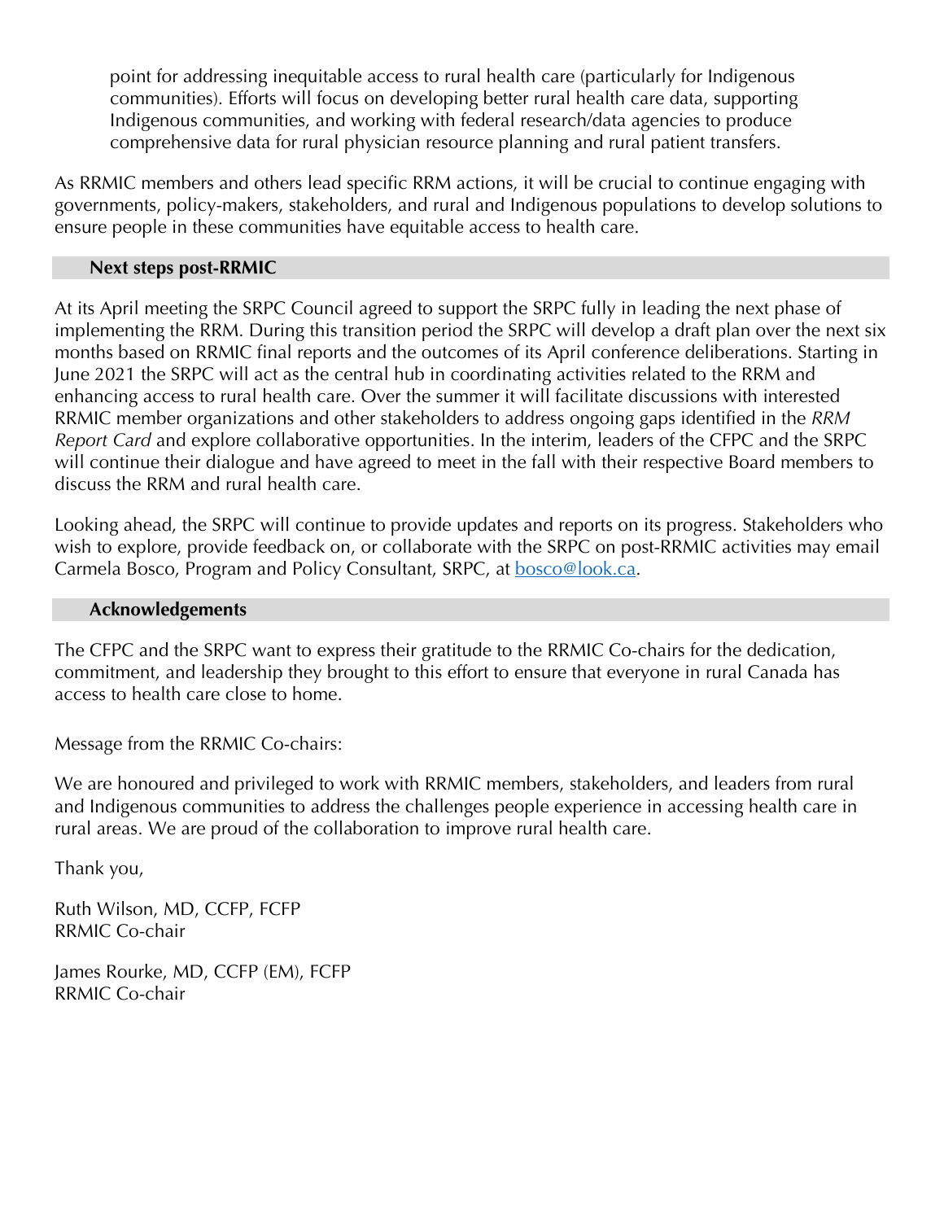point for addressing inequitable access to rural health care (particularly for Indigenous communities). Efforts will focus on developing better rural health care data, supporting Indigenous communities, and working with federal research/data agencies to produce comprehensive data for rural physician resource planning and rural patient transfers.

As RRMIC members and others lead specific RRM actions, it will be crucial to continue engaging with governments, policy-makers, stakeholders, and rural and Indigenous populations to develop solutions to ensure people in these communities have equitable access to health care.

## Next steps post-RRMIC

At its April meeting the SRPC Council agreed to support the SRPC fully in leading the next phase of implementing the RRM. During this transition period the SRPC will develop a draft plan over the next six months based on RRMIC final reports and the outcomes of its April conference deliberations. Starting in June 2021 the SRPC will act as the central hub in coordinating activities related to the RRM and enhancing access to rural health care. Over the summer it will facilitate discussions with interested RRMIC member organizations and other stakeholders to address ongoing gaps identified in the *RRM Report Card* and explore collaborative opportunities. In the interim, leaders of the CFPC and the SRPC will continue their dialogue and have agreed to meet in the fall with their respective Board members to discuss the RRM and rural health care.

Looking ahead, the SRPC will continue to provide updates and reports on its progress. Stakeholders who wish to explore, provide feedback on, or collaborate with the SRPC on post-RRMIC activities may email Carmela Bosco, Program and Policy Consultant, SRPC, at bosco@look.ca.

## Acknowledgements

The CFPC and the SRPC want to express their gratitude to the RRMIC Co-chairs for the dedication, commitment, and leadership they brought to this effort to ensure that everyone in rural Canada has access to health care close to home.

Message from the RRMIC Co-chairs:

We are honoured and privileged to work with RRMIC members, stakeholders, and leaders from rural and Indigenous communities to address the challenges people experience in accessing health care in rural areas. We are proud of the collaboration to improve rural health care.

Thank you,

Ruth Wilson, MD, CCFP, FCFP
RRMIC Co-chair

James Rourke, MD, CCFP (EM), FCFP
RRMIC Co-chair